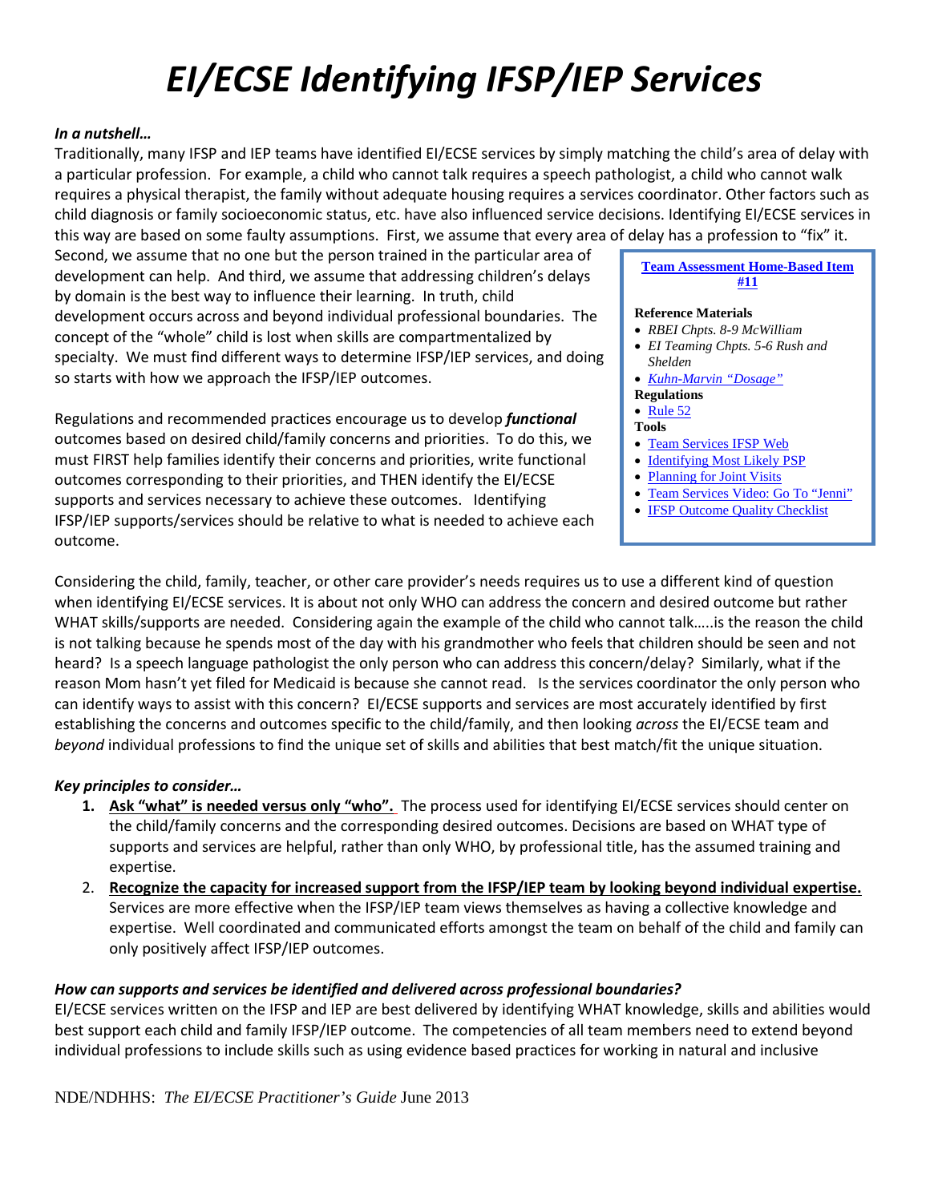# EI/ECSE Identifying IFSP/IEP Services

***In a nutshell…***

Traditionally, many IFSP and IEP teams have identified EI/ECSE services by simply matching the child's area of delay with a particular profession. For example, a child who cannot talk requires a speech pathologist, a child who cannot walk requires a physical therapist, the family without adequate housing requires a services coordinator. Other factors such as child diagnosis or family socioeconomic status, etc. have also influenced service decisions. Identifying EI/ECSE services in this way are based on some faulty assumptions. First, we assume that every area of delay has a profession to "fix" it. Second, we assume that no one but the person trained in the particular area of development can help. And third, we assume that addressing children's delays by domain is the best way to influence their learning. In truth, child development occurs across and beyond individual professional boundaries. The concept of the "whole" child is lost when skills are compartmentalized by specialty. We must find different ways to determine IFSP/IEP services, and doing so starts with how we approach the IFSP/IEP outcomes.

> **Team Assessment Home-Based Item #11**
>
> **Reference Materials**
> - *RBEI Chpts. 8-9 McWilliam*
> - *EI Teaming Chpts. 5-6 Rush and Shelden*
> - *Kuhn-Marvin "Dosage"*
>
> **Regulations**
> - Rule 52
>
> **Tools**
> - Team Services IFSP Web
> - Identifying Most Likely PSP
> - Planning for Joint Visits
> - Team Services Video: Go To "Jenni"
> - IFSP Outcome Quality Checklist

Regulations and recommended practices encourage us to develop ***functional*** outcomes based on desired child/family concerns and priorities. To do this, we must FIRST help families identify their concerns and priorities, write functional outcomes corresponding to their priorities, and THEN identify the EI/ECSE supports and services necessary to achieve these outcomes. Identifying IFSP/IEP supports/services should be relative to what is needed to achieve each outcome.

Considering the child, family, teacher, or other care provider's needs requires us to use a different kind of question when identifying EI/ECSE services. It is about not only WHO can address the concern and desired outcome but rather WHAT skills/supports are needed. Considering again the example of the child who cannot talk…..is the reason the child is not talking because he spends most of the day with his grandmother who feels that children should be seen and not heard? Is a speech language pathologist the only person who can address this concern/delay? Similarly, what if the reason Mom hasn't yet filed for Medicaid is because she cannot read. Is the services coordinator the only person who can identify ways to assist with this concern? EI/ECSE supports and services are most accurately identified by first establishing the concerns and outcomes specific to the child/family, and then looking *across* the EI/ECSE team and *beyond* individual professions to find the unique set of skills and abilities that best match/fit the unique situation.

***Key principles to consider…***

1. **Ask "what" is needed versus only "who".** The process used for identifying EI/ECSE services should center on the child/family concerns and the corresponding desired outcomes. Decisions are based on WHAT type of supports and services are helpful, rather than only WHO, by professional title, has the assumed training and expertise.
2. **Recognize the capacity for increased support from the IFSP/IEP team by looking beyond individual expertise.** Services are more effective when the IFSP/IEP team views themselves as having a collective knowledge and expertise. Well coordinated and communicated efforts amongst the team on behalf of the child and family can only positively affect IFSP/IEP outcomes.

***How can supports and services be identified and delivered across professional boundaries?***

EI/ECSE services written on the IFSP and IEP are best delivered by identifying WHAT knowledge, skills and abilities would best support each child and family IFSP/IEP outcome. The competencies of all team members need to extend beyond individual professions to include skills such as using evidence based practices for working in natural and inclusive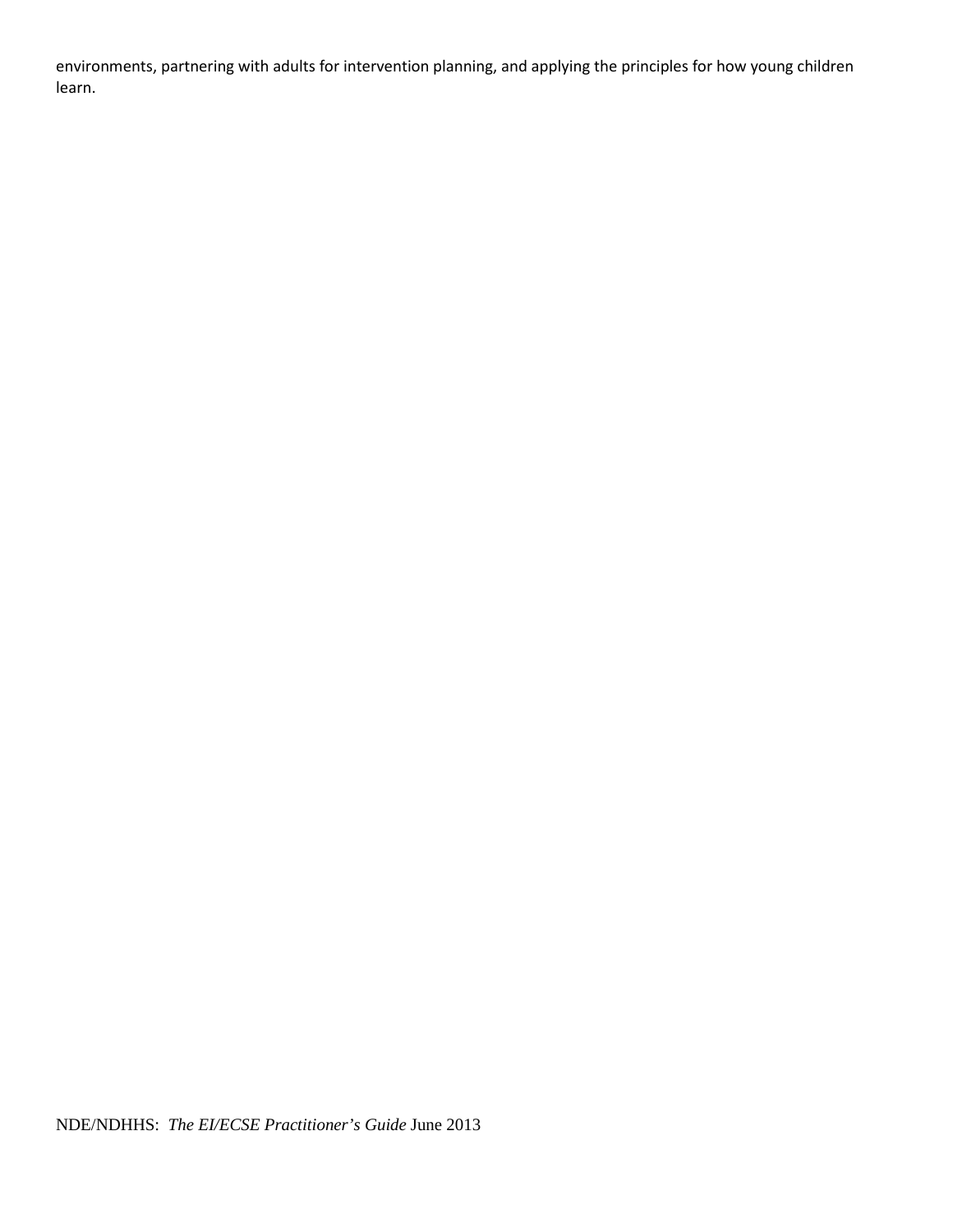environments, partnering with adults for intervention planning, and applying the principles for how young children learn.